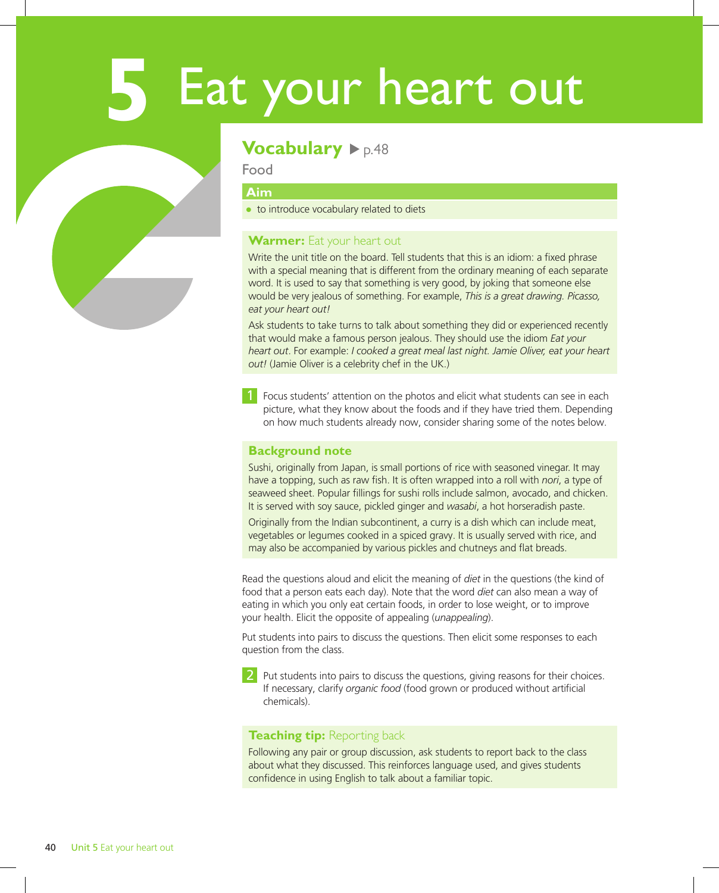# 5 Eat your heart out

## Vocabulary ▶ p.48

Food

### Aim

- to introduce vocabulary related to diets

### Warmer: Eat your heart out

Write the unit title on the board. Tell students that this is an idiom: a fixed phrase with a special meaning that is different from the ordinary meaning of each separate word. It is used to say that something is very good, by joking that someone else would be very jealous of something. For example, *This is a great drawing. Picasso, eat your heart out!*

Ask students to take turns to talk about something they did or experienced recently that would make a famous person jealous. They should use the idiom *Eat your heart out*. For example: *I cooked a great meal last night. Jamie Oliver, eat your heart out!* (Jamie Oliver is a celebrity chef in the UK.)

**1** Focus students' attention on the photos and elicit what students can see in each picture, what they know about the foods and if they have tried them. Depending on how much students already now, consider sharing some of the notes below.

### Background note

Sushi, originally from Japan, is small portions of rice with seasoned vinegar. It may have a topping, such as raw fish. It is often wrapped into a roll with *nori*, a type of seaweed sheet. Popular fillings for sushi rolls include salmon, avocado, and chicken. It is served with soy sauce, pickled ginger and *wasabi*, a hot horseradish paste.

Originally from the Indian subcontinent, a curry is a dish which can include meat, vegetables or legumes cooked in a spiced gravy. It is usually served with rice, and may also be accompanied by various pickles and chutneys and flat breads.

Read the questions aloud and elicit the meaning of *diet* in the questions (the kind of food that a person eats each day). Note that the word *diet* can also mean a way of eating in which you only eat certain foods, in order to lose weight, or to improve your health. Elicit the opposite of appealing (*unappealing*).

Put students into pairs to discuss the questions. Then elicit some responses to each question from the class.

**2** Put students into pairs to discuss the questions, giving reasons for their choices. If necessary, clarify *organic food* (food grown or produced without artificial chemicals).

### Teaching tip: Reporting back

Following any pair or group discussion, ask students to report back to the class about what they discussed. This reinforces language used, and gives students confidence in using English to talk about a familiar topic.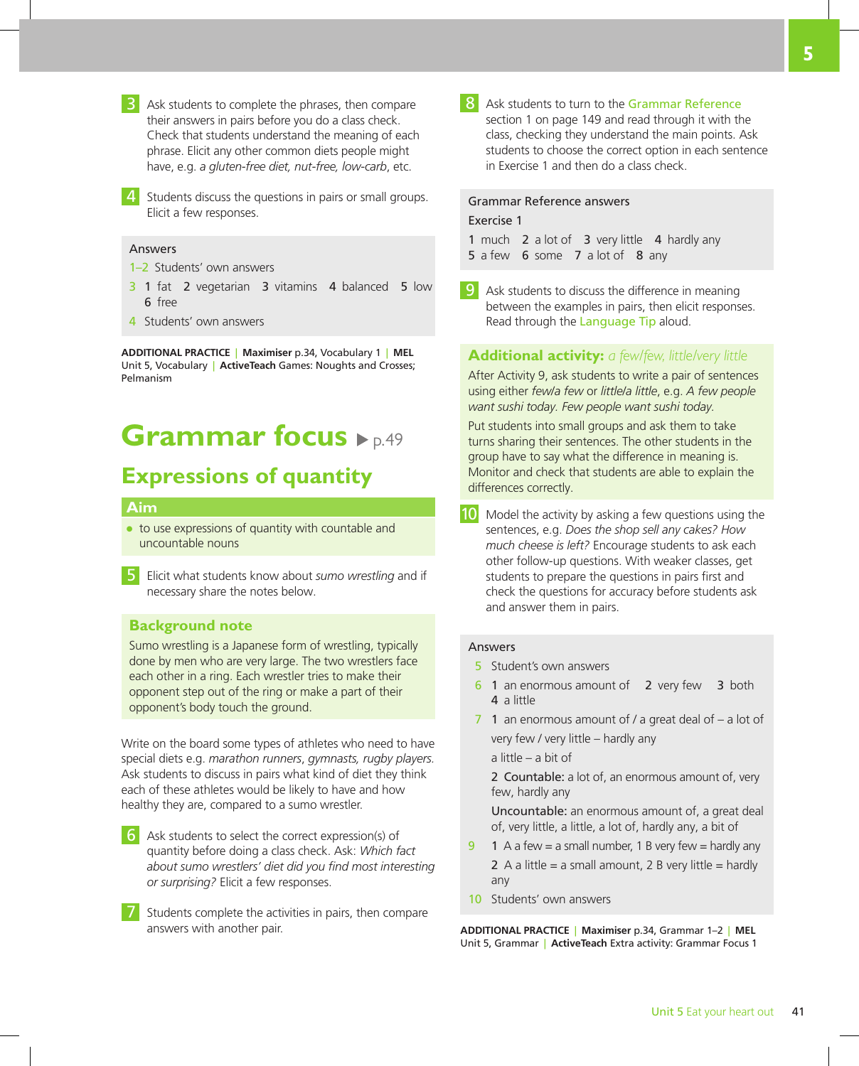**3** Ask students to complete the phrases, then compare their answers in pairs before you do a class check. Check that students understand the meaning of each phrase. Elicit any other common diets people might have, e.g. *a gluten-free diet, nut-free, low-carb*, etc.

**4** Students discuss the questions in pairs or small groups. Elicit a few responses.

**Answers**

1–2 Students' own answers

3 1 fat 2 vegetarian 3 vitamins 4 balanced 5 low 6 free

4 Students' own answers

**ADDITIONAL PRACTICE** | **Maximiser** p.34, Vocabulary 1 | **MEL** Unit 5, Vocabulary | **ActiveTeach** Games: Noughts and Crosses; Pelmanism

# Grammar focus ▶ p.49

## Expressions of quantity

### Aim

- to use expressions of quantity with countable and uncountable nouns

**5** Elicit what students know about *sumo wrestling* and if necessary share the notes below.

### Background note

Sumo wrestling is a Japanese form of wrestling, typically done by men who are very large. The two wrestlers face each other in a ring. Each wrestler tries to make their opponent step out of the ring or make a part of their opponent's body touch the ground.

Write on the board some types of athletes who need to have special diets e.g. *marathon runners*, *gymnasts, rugby players.* Ask students to discuss in pairs what kind of diet they think each of these athletes would be likely to have and how healthy they are, compared to a sumo wrestler.

**6** Ask students to select the correct expression(s) of quantity before doing a class check. Ask: *Which fact about sumo wrestlers' diet did you find most interesting or surprising?* Elicit a few responses.

**7** Students complete the activities in pairs, then compare answers with another pair.

**8** Ask students to turn to the Grammar Reference section 1 on page 149 and read through it with the class, checking they understand the main points. Ask students to choose the correct option in each sentence in Exercise 1 and then do a class check.

**Grammar Reference answers**

Exercise 1

1 much 2 a lot of 3 very little 4 hardly any
5 a few 6 some 7 a lot of 8 any

**9** Ask students to discuss the difference in meaning between the examples in pairs, then elicit responses. Read through the Language Tip aloud.

### Additional activity: *a few/few, little/very little*

After Activity 9, ask students to write a pair of sentences using either *few/a few* or *little/a little*, e.g. *A few people want sushi today. Few people want sushi today.*

Put students into small groups and ask them to take turns sharing their sentences. The other students in the group have to say what the difference in meaning is. Monitor and check that students are able to explain the differences correctly.

**10** Model the activity by asking a few questions using the sentences, e.g. *Does the shop sell any cakes? How much cheese is left?* Encourage students to ask each other follow-up questions. With weaker classes, get students to prepare the questions in pairs first and check the questions for accuracy before students ask and answer them in pairs.

**Answers**

5 Student's own answers

6 1 an enormous amount of 2 very few 3 both 4 a little

7 1 an enormous amount of / a great deal of – a lot of
very few / very little – hardly any
a little – a bit of
2 Countable: a lot of, an enormous amount of, very few, hardly any
Uncountable: an enormous amount of, a great deal of, very little, a little, a lot of, hardly any, a bit of

9 1 A a few = a small number, 1 B very few = hardly any
2 A a little = a small amount, 2 B very little = hardly any

10 Students' own answers

**ADDITIONAL PRACTICE** | **Maximiser** p.34, Grammar 1–2 | **MEL** Unit 5, Grammar | **ActiveTeach** Extra activity: Grammar Focus 1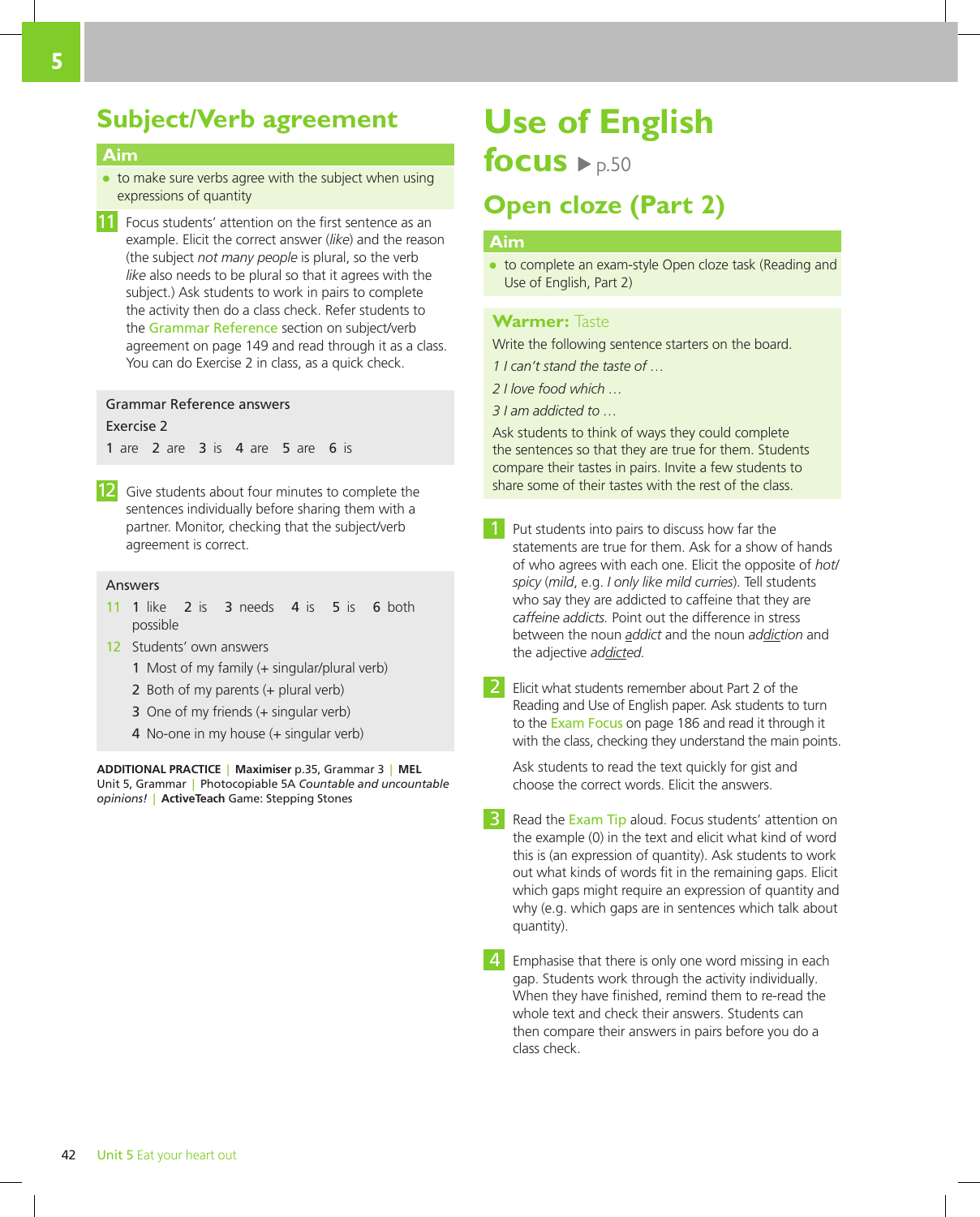## Subject/Verb agreement

### Aim

- to make sure verbs agree with the subject when using expressions of quantity

**11** Focus students' attention on the first sentence as an example. Elicit the correct answer (*like*) and the reason (the subject *not many people* is plural, so the verb *like* also needs to be plural so that it agrees with the subject.) Ask students to work in pairs to complete the activity then do a class check. Refer students to the Grammar Reference section on subject/verb agreement on page 149 and read through it as a class. You can do Exercise 2 in class, as a quick check.

Grammar Reference answers

Exercise 2

1 are 2 are 3 is 4 are 5 are 6 is

**12** Give students about four minutes to complete the sentences individually before sharing them with a partner. Monitor, checking that the subject/verb agreement is correct.

Answers

11 1 like 2 is 3 needs 4 is 5 is 6 both possible

12 Students' own answers
1 Most of my family (+ singular/plural verb)
2 Both of my parents (+ plural verb)
3 One of my friends (+ singular verb)
4 No-one in my house (+ singular verb)

**ADDITIONAL PRACTICE** | **Maximiser** p.35, Grammar 3 | **MEL** Unit 5, Grammar | Photocopiable 5A *Countable and uncountable opinions!* | **ActiveTeach** Game: Stepping Stones

# Use of English focus ▶ p.50

## Open cloze (Part 2)

### Aim

- to complete an exam-style Open cloze task (Reading and Use of English, Part 2)

**Warmer:** Taste

Write the following sentence starters on the board.

*1 I can't stand the taste of …*

*2 I love food which …*

*3 I am addicted to …*

Ask students to think of ways they could complete the sentences so that they are true for them. Students compare their tastes in pairs. Invite a few students to share some of their tastes with the rest of the class.

**1** Put students into pairs to discuss how far the statements are true for them. Ask for a show of hands of who agrees with each one. Elicit the opposite of *hot/spicy* (*mild*, e.g. *I only like mild curries*). Tell students who say they are addicted to caffeine that they are *caffeine addicts.* Point out the difference in stress between the noun *addict* and the noun *addiction* and the adjective *addicted*.

**2** Elicit what students remember about Part 2 of the Reading and Use of English paper. Ask students to turn to the Exam Focus on page 186 and read it through it with the class, checking they understand the main points.

Ask students to read the text quickly for gist and choose the correct words. Elicit the answers.

**3** Read the Exam Tip aloud. Focus students' attention on the example (0) in the text and elicit what kind of word this is (an expression of quantity). Ask students to work out what kinds of words fit in the remaining gaps. Elicit which gaps might require an expression of quantity and why (e.g. which gaps are in sentences which talk about quantity).

**4** Emphasise that there is only one word missing in each gap. Students work through the activity individually. When they have finished, remind them to re-read the whole text and check their answers. Students can then compare their answers in pairs before you do a class check.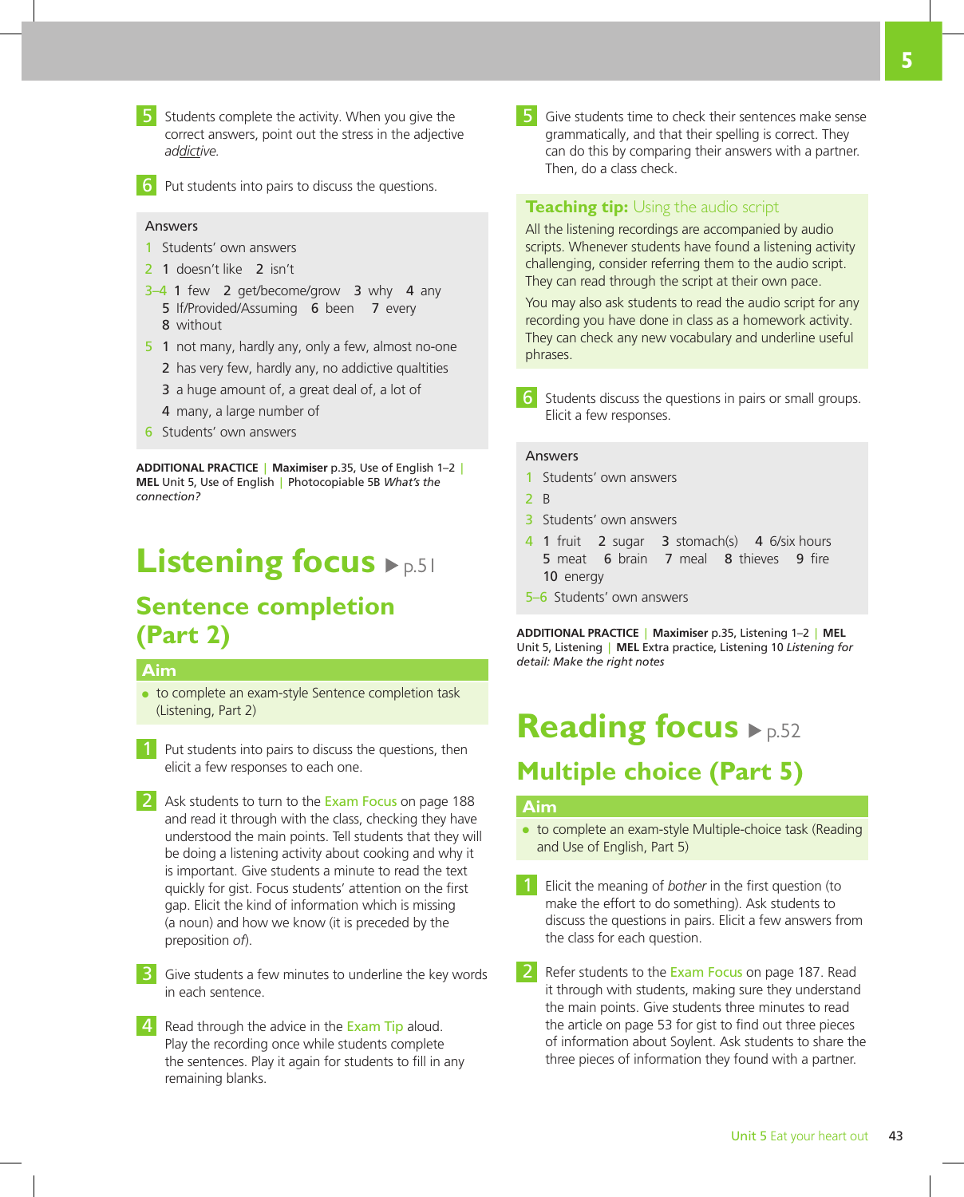**5** Students complete the activity. When you give the correct answers, point out the stress in the adjective *ad<u>dic</u>tive*.

**6** Put students into pairs to discuss the questions.

> **Answers**
>
> 1 Students' own answers
>
> 2 1 doesn't like 2 isn't
>
> 3–4 1 few 2 get/become/grow 3 why 4 any 5 If/Provided/Assuming 6 been 7 every 8 without
>
> 5 1 not many, hardly any, only a few, almost no-one
> 2 has very few, hardly any, no addictive qualtities
> 3 a huge amount of, a great deal of, a lot of
> 4 many, a large number of
>
> 6 Students' own answers

**ADDITIONAL PRACTICE** | **Maximiser** p.35, Use of English 1–2 | **MEL** Unit 5, Use of English | Photocopiable 5B *What's the connection?*

# Listening focus ▶ p.51

## Sentence completion (Part 2)

### Aim

- to complete an exam-style Sentence completion task (Listening, Part 2)

**1** Put students into pairs to discuss the questions, then elicit a few responses to each one.

**2** Ask students to turn to the Exam Focus on page 188 and read it through with the class, checking they have understood the main points. Tell students that they will be doing a listening activity about cooking and why it is important. Give students a minute to read the text quickly for gist. Focus students' attention on the first gap. Elicit the kind of information which is missing (a noun) and how we know (it is preceded by the preposition *of*).

**3** Give students a few minutes to underline the key words in each sentence.

**4** Read through the advice in the Exam Tip aloud. Play the recording once while students complete the sentences. Play it again for students to fill in any remaining blanks.

**5** Give students time to check their sentences make sense grammatically, and that their spelling is correct. They can do this by comparing their answers with a partner. Then, do a class check.

> **Teaching tip:** Using the audio script
>
> All the listening recordings are accompanied by audio scripts. Whenever students have found a listening activity challenging, consider referring them to the audio script. They can read through the script at their own pace.
>
> You may also ask students to read the audio script for any recording you have done in class as a homework activity. They can check any new vocabulary and underline useful phrases.

**6** Students discuss the questions in pairs or small groups. Elicit a few responses.

> **Answers**
>
> 1 Students' own answers
>
> 2 B
>
> 3 Students' own answers
>
> 4 1 fruit 2 sugar 3 stomach(s) 4 6/six hours 5 meat 6 brain 7 meal 8 thieves 9 fire 10 energy
>
> 5–6 Students' own answers

**ADDITIONAL PRACTICE** | **Maximiser** p.35, Listening 1–2 | **MEL** Unit 5, Listening | **MEL** Extra practice, Listening 10 *Listening for detail: Make the right notes*

# Reading focus ▶ p.52

## Multiple choice (Part 5)

### Aim

- to complete an exam-style Multiple-choice task (Reading and Use of English, Part 5)

**1** Elicit the meaning of *bother* in the first question (to make the effort to do something). Ask students to discuss the questions in pairs. Elicit a few answers from the class for each question.

**2** Refer students to the Exam Focus on page 187. Read it through with students, making sure they understand the main points. Give students three minutes to read the article on page 53 for gist to find out three pieces of information about Soylent. Ask students to share the three pieces of information they found with a partner.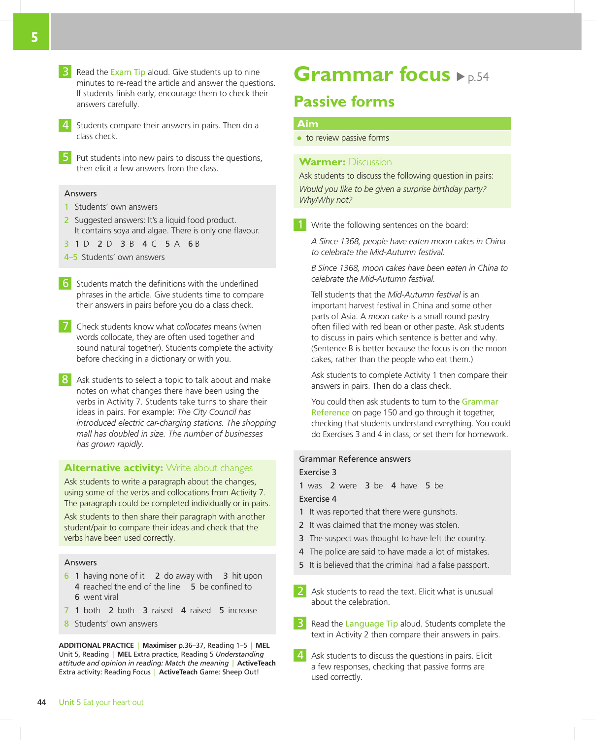3 Read the Exam Tip aloud. Give students up to nine minutes to re-read the article and answer the questions. If students finish early, encourage them to check their answers carefully.

4 Students compare their answers in pairs. Then do a class check.

5 Put students into new pairs to discuss the questions, then elicit a few answers from the class.

**Answers**

1 Students' own answers

2 Suggested answers: It's a liquid food product. It contains soya and algae. There is only one flavour.

3 1 D 2 D 3 B 4 C 5 A 6 B

4–5 Students' own answers

6 Students match the definitions with the underlined phrases in the article. Give students time to compare their answers in pairs before you do a class check.

7 Check students know what *collocates* means (when words collocate, they are often used together and sound natural together). Students complete the activity before checking in a dictionary or with you.

8 Ask students to select a topic to talk about and make notes on what changes there have been using the verbs in Activity 7. Students take turns to share their ideas in pairs. For example: *The City Council has introduced electric car-charging stations. The shopping mall has doubled in size. The number of businesses has grown rapidly*.

**Alternative activity:** Write about changes

Ask students to write a paragraph about the changes, using some of the verbs and collocations from Activity 7. The paragraph could be completed individually or in pairs.

Ask students to then share their paragraph with another student/pair to compare their ideas and check that the verbs have been used correctly.

**Answers**

6 1 having none of it 2 do away with 3 hit upon 4 reached the end of the line 5 be confined to 6 went viral

7 1 both 2 both 3 raised 4 raised 5 increase

8 Students' own answers

**ADDITIONAL PRACTICE** | **Maximiser** p.36–37, Reading 1–5 | **MEL** Unit 5, Reading | **MEL** Extra practice, Reading 5 *Understanding attitude and opinion in reading: Match the meaning* | **ActiveTeach** Extra activity: Reading Focus | **ActiveTeach** Game: Sheep Out!

# Grammar focus ▶ p.54

## Passive forms

**Aim**

- to review passive forms

**Warmer:** Discussion

Ask students to discuss the following question in pairs:

*Would you like to be given a surprise birthday party? Why/Why not?*

1 Write the following sentences on the board:

*A Since 1368, people have eaten moon cakes in China to celebrate the Mid-Autumn festival.*

*B Since 1368, moon cakes have been eaten in China to celebrate the Mid-Autumn festival.*

Tell students that the *Mid-Autumn festival* is an important harvest festival in China and some other parts of Asia. A *moon cake* is a small round pastry often filled with red bean or other paste. Ask students to discuss in pairs which sentence is better and why. (Sentence B is better because the focus is on the moon cakes, rather than the people who eat them.)

Ask students to complete Activity 1 then compare their answers in pairs. Then do a class check.

You could then ask students to turn to the Grammar Reference on page 150 and go through it together, checking that students understand everything. You could do Exercises 3 and 4 in class, or set them for homework.

**Grammar Reference answers**

Exercise 3

1 was 2 were 3 be 4 have 5 be

Exercise 4

1 It was reported that there were gunshots.
2 It was claimed that the money was stolen.
3 The suspect was thought to have left the country.
4 The police are said to have made a lot of mistakes.
5 It is believed that the criminal had a false passport.

2 Ask students to read the text. Elicit what is unusual about the celebration.

3 Read the Language Tip aloud. Students complete the text in Activity 2 then compare their answers in pairs.

4 Ask students to discuss the questions in pairs. Elicit a few responses, checking that passive forms are used correctly.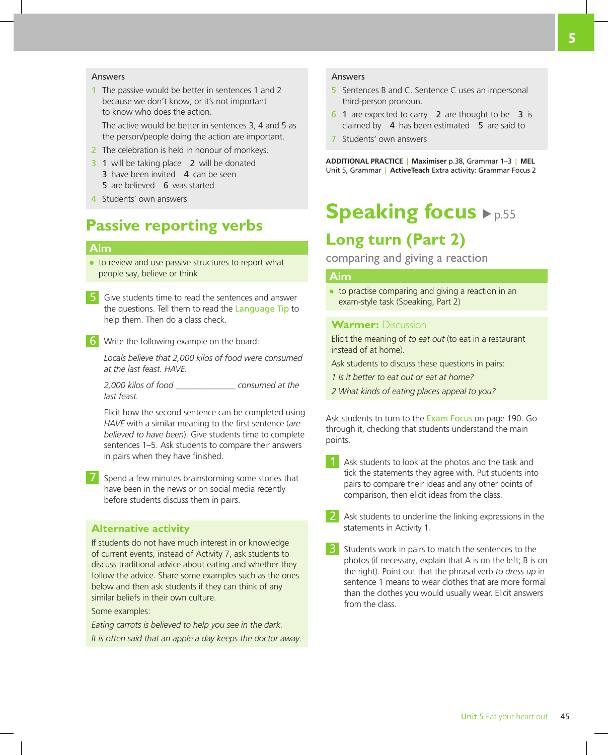### Answers

1 The passive would be better in sentences 1 and 2 because we don't know, or it's not important to know who does the action.

The active would be better in sentences 3, 4 and 5 as the person/people doing the action are important.

2 The celebration is held in honour of monkeys.

3 1 will be taking place 2 will be donated 3 have been invited 4 can be seen 5 are believed 6 was started

4 Students' own answers

## Passive reporting verbs

### Aim

- to review and use passive structures to report what people say, believe or think

**5** Give students time to read the sentences and answer the questions. Tell them to read the Language Tip to help them. Then do a class check.

**6** Write the following example on the board:

*Locals believe that 2,000 kilos of food were consumed at the last feast. HAVE.*

*2,000 kilos of food ______________ consumed at the last feast.*

Elicit how the second sentence can be completed using *HAVE* with a similar meaning to the first sentence (*are believed to have been*). Give students time to complete sentences 1–5. Ask students to compare their answers in pairs when they have finished.

**7** Spend a few minutes brainstorming some stories that have been in the news or on social media recently before students discuss them in pairs.

### Alternative activity

If students do not have much interest in or knowledge of current events, instead of Activity 7, ask students to discuss traditional advice about eating and whether they follow the advice. Share some examples such as the ones below and then ask students if they can think of any similar beliefs in their own culture.

Some examples:

*Eating carrots is believed to help you see in the dark.*

*It is often said that an apple a day keeps the doctor away.*

### Answers

5 Sentences B and C. Sentence C uses an impersonal third-person pronoun.

6 1 are expected to carry 2 are thought to be 3 is claimed by 4 has been estimated 5 are said to

7 Students' own answers

**ADDITIONAL PRACTICE** | **Maximiser** p.38, Grammar 1–3 | **MEL** Unit 5, Grammar | **ActiveTeach** Extra activity: Grammar Focus 2

# Speaking focus ▶ p.55

## Long turn (Part 2)

comparing and giving a reaction

### Aim

- to practise comparing and giving a reaction in an exam-style task (Speaking, Part 2)

### Warmer: Discussion

Elicit the meaning of *to eat out* (to eat in a restaurant instead of at home).

Ask students to discuss these questions in pairs:

*1 Is it better to eat out or eat at home?*

*2 What kinds of eating places appeal to you?*

Ask students to turn to the Exam Focus on page 190. Go through it, checking that students understand the main points.

**1** Ask students to look at the photos and the task and tick the statements they agree with. Put students into pairs to compare their ideas and any other points of comparison, then elicit ideas from the class.

**2** Ask students to underline the linking expressions in the statements in Activity 1.

**3** Students work in pairs to match the sentences to the photos (if necessary, explain that A is on the left; B is on the right). Point out that the phrasal verb *to dress up* in sentence 1 means to wear clothes that are more formal than the clothes you would usually wear. Elicit answers from the class.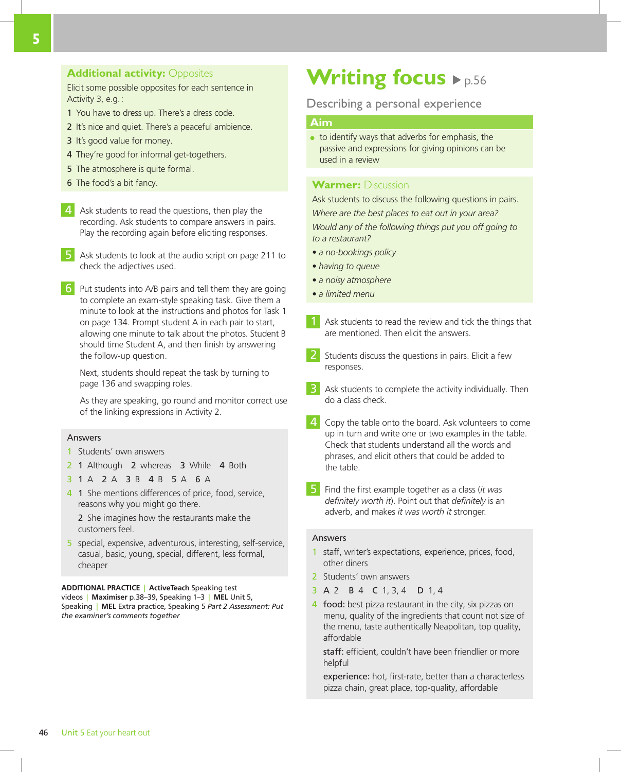### Additional activity: Opposites

Elicit some possible opposites for each sentence in Activity 3, e.g.:

1 You have to dress up. There's a dress code.
2 It's nice and quiet. There's a peaceful ambience.
3 It's good value for money.
4 They're good for informal get-togethers.
5 The atmosphere is quite formal.
6 The food's a bit fancy.

**4** Ask students to read the questions, then play the recording. Ask students to compare answers in pairs. Play the recording again before eliciting responses.

**5** Ask students to look at the audio script on page 211 to check the adjectives used.

**6** Put students into A/B pairs and tell them they are going to complete an exam-style speaking task. Give them a minute to look at the instructions and photos for Task 1 on page 134. Prompt student A in each pair to start, allowing one minute to talk about the photos. Student B should time Student A, and then finish by answering the follow-up question.

Next, students should repeat the task by turning to page 136 and swapping roles.

As they are speaking, go round and monitor correct use of the linking expressions in Activity 2.

#### Answers

1 Students' own answers
2 **1** Although **2** whereas **3** While **4** Both
3 **1** A **2** A **3** B **4** B **5** A **6** A
4 **1** She mentions differences of price, food, service, reasons why you might go there.
**2** She imagines how the restaurants make the customers feel.
5 special, expensive, adventurous, interesting, self-service, casual, basic, young, special, different, less formal, cheaper

**ADDITIONAL PRACTICE** | **ActiveTeach** Speaking test videos | **Maximiser** p.38–39, Speaking 1–3 | **MEL** Unit 5, Speaking | **MEL** Extra practice, Speaking 5 *Part 2 Assessment: Put the examiner's comments together*

# Writing focus ▶ p.56

## Describing a personal experience

### Aim

- to identify ways that adverbs for emphasis, the passive and expressions for giving opinions can be used in a review

### Warmer: Discussion

Ask students to discuss the following questions in pairs.

*Where are the best places to eat out in your area?*

*Would any of the following things put you off going to a restaurant?*

- *a no-bookings policy*
- *having to queue*
- *a noisy atmosphere*
- *a limited menu*

**1** Ask students to read the review and tick the things that are mentioned. Then elicit the answers.

**2** Students discuss the questions in pairs. Elicit a few responses.

**3** Ask students to complete the activity individually. Then do a class check.

**4** Copy the table onto the board. Ask volunteers to come up in turn and write one or two examples in the table. Check that students understand all the words and phrases, and elicit others that could be added to the table.

**5** Find the first example together as a class (*it was definitely worth it*). Point out that *definitely* is an adverb, and makes *it was worth it* stronger.

#### Answers

1 staff, writer's expectations, experience, prices, food, other diners
2 Students' own answers
3 **A** 2 **B** 4 **C** 1, 3, 4 **D** 1, 4
4 **food:** best pizza restaurant in the city, six pizzas on menu, quality of the ingredients that count not size of the menu, taste authentically Neapolitan, top quality, affordable
**staff:** efficient, couldn't have been friendlier or more helpful
**experience:** hot, first-rate, better than a characterless pizza chain, great place, top-quality, affordable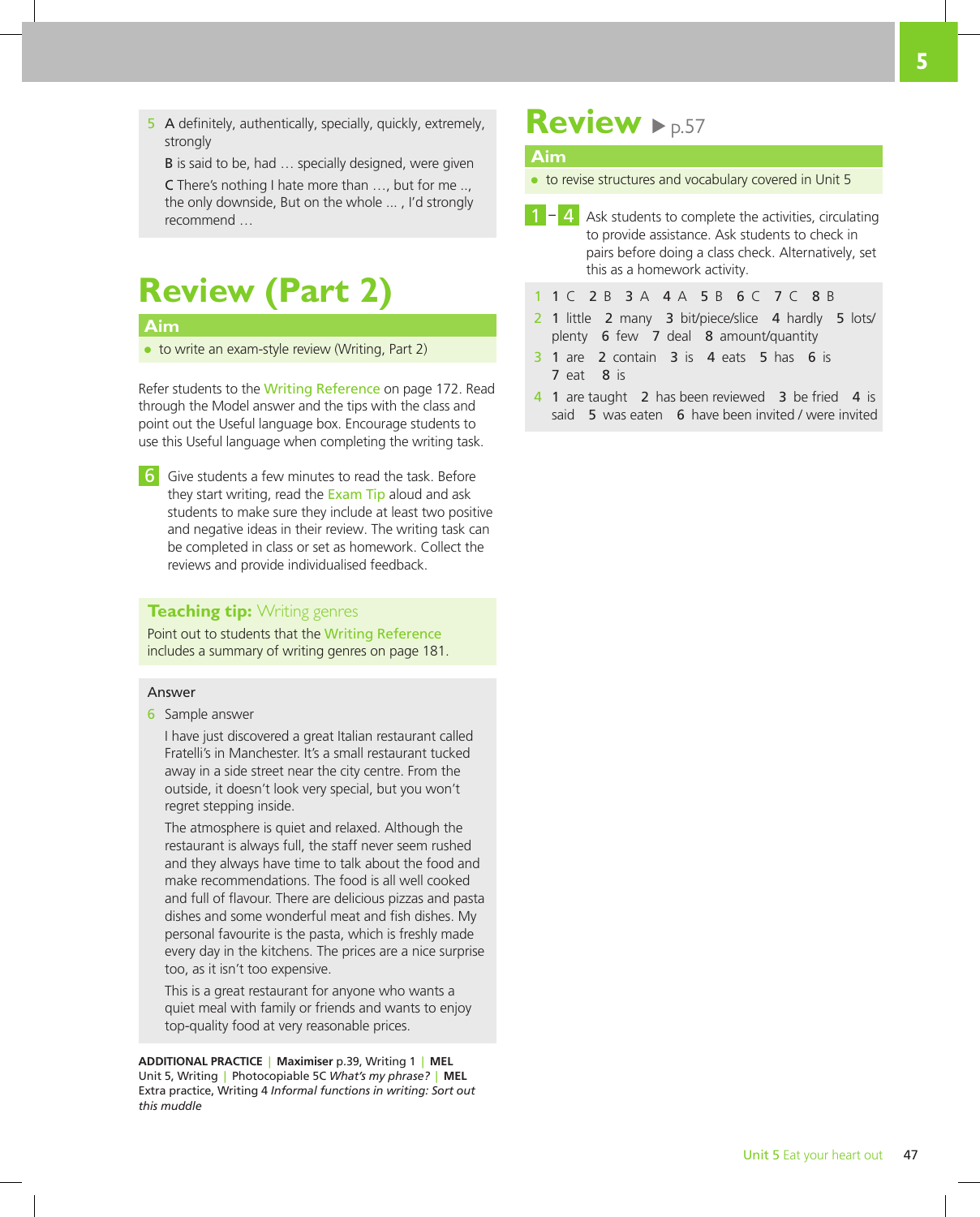5 A definitely, authentically, specially, quickly, extremely, strongly

B is said to be, had … specially designed, were given

C There's nothing I hate more than …, but for me .., the only downside, But on the whole ... , I'd strongly recommend …

# Review (Part 2)

## Aim

- to write an exam-style review (Writing, Part 2)

Refer students to the Writing Reference on page 172. Read through the Model answer and the tips with the class and point out the Useful language box. Encourage students to use this Useful language when completing the writing task.

**6** Give students a few minutes to read the task. Before they start writing, read the Exam Tip aloud and ask students to make sure they include at least two positive and negative ideas in their review. The writing task can be completed in class or set as homework. Collect the reviews and provide individualised feedback.

### Teaching tip: Writing genres

Point out to students that the Writing Reference includes a summary of writing genres on page 181.

Answer

6 Sample answer

I have just discovered a great Italian restaurant called Fratelli's in Manchester. It's a small restaurant tucked away in a side street near the city centre. From the outside, it doesn't look very special, but you won't regret stepping inside.

The atmosphere is quiet and relaxed. Although the restaurant is always full, the staff never seem rushed and they always have time to talk about the food and make recommendations. The food is all well cooked and full of flavour. There are delicious pizzas and pasta dishes and some wonderful meat and fish dishes. My personal favourite is the pasta, which is freshly made every day in the kitchens. The prices are a nice surprise too, as it isn't too expensive.

This is a great restaurant for anyone who wants a quiet meal with family or friends and wants to enjoy top-quality food at very reasonable prices.

**ADDITIONAL PRACTICE** | **Maximiser** p.39, Writing 1 | **MEL** Unit 5, Writing | Photocopiable 5C *What's my phrase?* | **MEL** Extra practice, Writing 4 *Informal functions in writing: Sort out this muddle*

# Review ▶ p.57

## Aim

- to revise structures and vocabulary covered in Unit 5

**1**–**4** Ask students to complete the activities, circulating to provide assistance. Ask students to check in pairs before doing a class check. Alternatively, set this as a homework activity.

1 **1** C **2** B **3** A **4** A **5** B **6** C **7** C **8** B

2 **1** little **2** many **3** bit/piece/slice **4** hardly **5** lots/plenty **6** few **7** deal **8** amount/quantity

3 **1** are **2** contain **3** is **4** eats **5** has **6** is **7** eat **8** is

4 **1** are taught **2** has been reviewed **3** be fried **4** is said **5** was eaten **6** have been invited / were invited